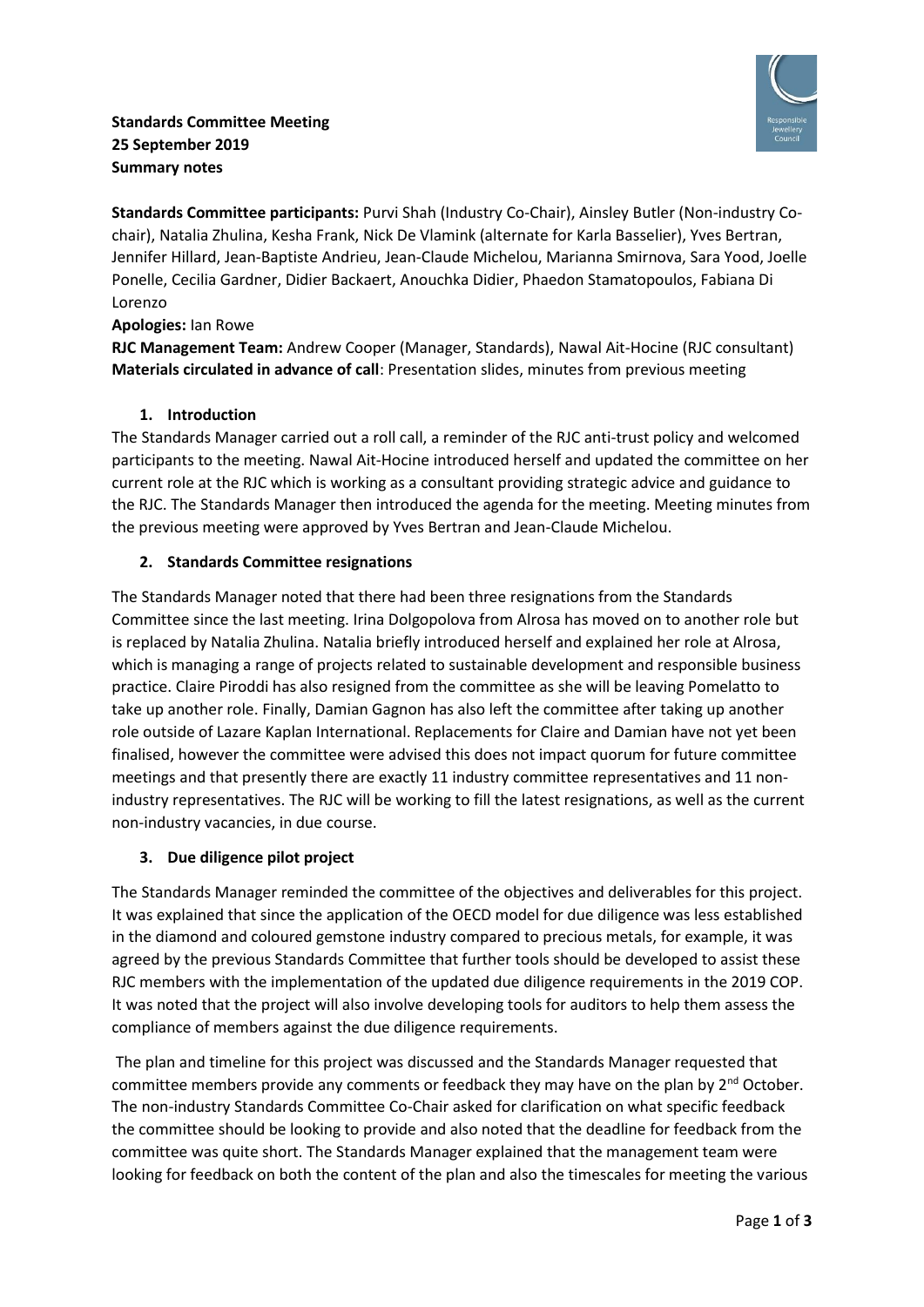**Standards Committee Meeting**
**25 September 2019**
**Summary notes**

**Standards Committee participants:** Purvi Shah (Industry Co-Chair), Ainsley Butler (Non-industry Co-chair), Natalia Zhulina, Kesha Frank, Nick De Vlamink (alternate for Karla Basselier), Yves Bertran, Jennifer Hillard, Jean-Baptiste Andrieu, Jean-Claude Michelou, Marianna Smirnova, Sara Yood, Joelle Ponelle, Cecilia Gardner, Didier Backaert, Anouchka Didier, Phaedon Stamatopoulos, Fabiana Di Lorenzo
**Apologies:** Ian Rowe
**RJC Management Team:** Andrew Cooper (Manager, Standards), Nawal Ait-Hocine (RJC consultant)
**Materials circulated in advance of call**: Presentation slides, minutes from previous meeting

## 1. Introduction

The Standards Manager carried out a roll call, a reminder of the RJC anti-trust policy and welcomed participants to the meeting. Nawal Ait-Hocine introduced herself and updated the committee on her current role at the RJC which is working as a consultant providing strategic advice and guidance to the RJC. The Standards Manager then introduced the agenda for the meeting. Meeting minutes from the previous meeting were approved by Yves Bertran and Jean-Claude Michelou.

## 2. Standards Committee resignations

The Standards Manager noted that there had been three resignations from the Standards Committee since the last meeting. Irina Dolgopolova from Alrosa has moved on to another role but is replaced by Natalia Zhulina. Natalia briefly introduced herself and explained her role at Alrosa, which is managing a range of projects related to sustainable development and responsible business practice. Claire Piroddi has also resigned from the committee as she will be leaving Pomelatto to take up another role. Finally, Damian Gagnon has also left the committee after taking up another role outside of Lazare Kaplan International. Replacements for Claire and Damian have not yet been finalised, however the committee were advised this does not impact quorum for future committee meetings and that presently there are exactly 11 industry committee representatives and 11 non-industry representatives. The RJC will be working to fill the latest resignations, as well as the current non-industry vacancies, in due course.

## 3. Due diligence pilot project

The Standards Manager reminded the committee of the objectives and deliverables for this project. It was explained that since the application of the OECD model for due diligence was less established in the diamond and coloured gemstone industry compared to precious metals, for example, it was agreed by the previous Standards Committee that further tools should be developed to assist these RJC members with the implementation of the updated due diligence requirements in the 2019 COP. It was noted that the project will also involve developing tools for auditors to help them assess the compliance of members against the due diligence requirements.

The plan and timeline for this project was discussed and the Standards Manager requested that committee members provide any comments or feedback they may have on the plan by 2nd October. The non-industry Standards Committee Co-Chair asked for clarification on what specific feedback the committee should be looking to provide and also noted that the deadline for feedback from the committee was quite short. The Standards Manager explained that the management team were looking for feedback on both the content of the plan and also the timescales for meeting the various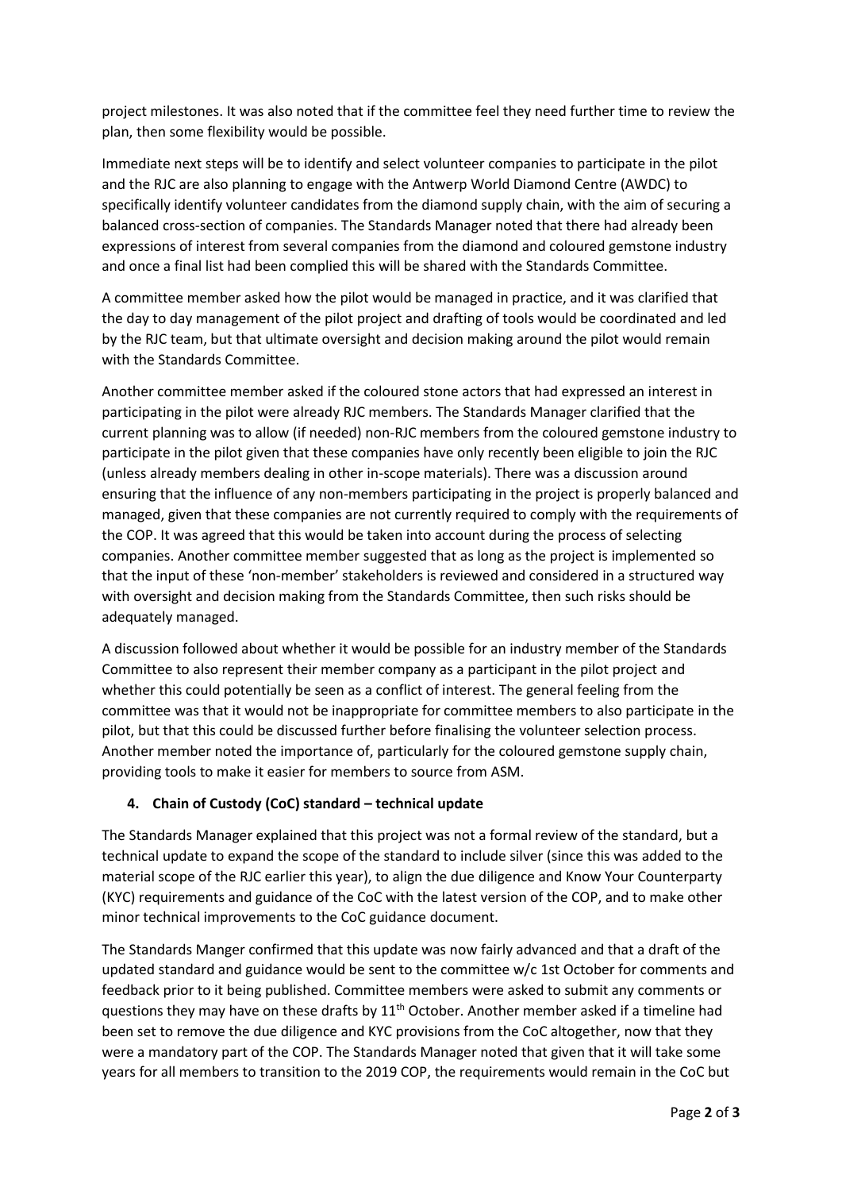project milestones. It was also noted that if the committee feel they need further time to review the plan, then some flexibility would be possible.

Immediate next steps will be to identify and select volunteer companies to participate in the pilot and the RJC are also planning to engage with the Antwerp World Diamond Centre (AWDC) to specifically identify volunteer candidates from the diamond supply chain, with the aim of securing a balanced cross-section of companies. The Standards Manager noted that there had already been expressions of interest from several companies from the diamond and coloured gemstone industry and once a final list had been complied this will be shared with the Standards Committee.

A committee member asked how the pilot would be managed in practice, and it was clarified that the day to day management of the pilot project and drafting of tools would be coordinated and led by the RJC team, but that ultimate oversight and decision making around the pilot would remain with the Standards Committee.

Another committee member asked if the coloured stone actors that had expressed an interest in participating in the pilot were already RJC members. The Standards Manager clarified that the current planning was to allow (if needed) non-RJC members from the coloured gemstone industry to participate in the pilot given that these companies have only recently been eligible to join the RJC (unless already members dealing in other in-scope materials). There was a discussion around ensuring that the influence of any non-members participating in the project is properly balanced and managed, given that these companies are not currently required to comply with the requirements of the COP. It was agreed that this would be taken into account during the process of selecting companies. Another committee member suggested that as long as the project is implemented so that the input of these 'non-member' stakeholders is reviewed and considered in a structured way with oversight and decision making from the Standards Committee, then such risks should be adequately managed.

A discussion followed about whether it would be possible for an industry member of the Standards Committee to also represent their member company as a participant in the pilot project and whether this could potentially be seen as a conflict of interest. The general feeling from the committee was that it would not be inappropriate for committee members to also participate in the pilot, but that this could be discussed further before finalising the volunteer selection process. Another member noted the importance of, particularly for the coloured gemstone supply chain, providing tools to make it easier for members to source from ASM.

## 4. Chain of Custody (CoC) standard – technical update

The Standards Manager explained that this project was not a formal review of the standard, but a technical update to expand the scope of the standard to include silver (since this was added to the material scope of the RJC earlier this year), to align the due diligence and Know Your Counterparty (KYC) requirements and guidance of the CoC with the latest version of the COP, and to make other minor technical improvements to the CoC guidance document.

The Standards Manger confirmed that this update was now fairly advanced and that a draft of the updated standard and guidance would be sent to the committee w/c 1st October for comments and feedback prior to it being published. Committee members were asked to submit any comments or questions they may have on these drafts by 11th October. Another member asked if a timeline had been set to remove the due diligence and KYC provisions from the CoC altogether, now that they were a mandatory part of the COP. The Standards Manager noted that given that it will take some years for all members to transition to the 2019 COP, the requirements would remain in the CoC but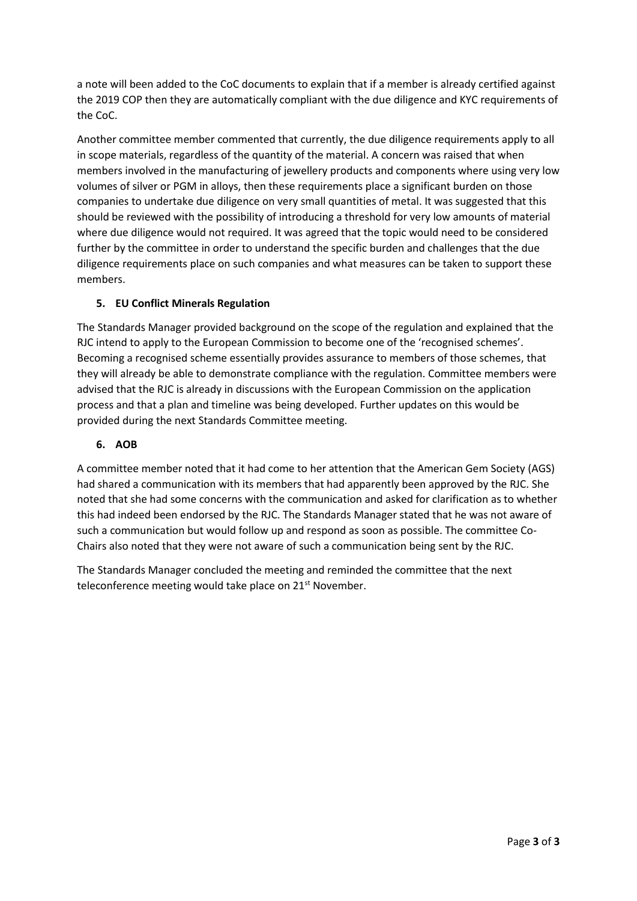a note will been added to the CoC documents to explain that if a member is already certified against the 2019 COP then they are automatically compliant with the due diligence and KYC requirements of the CoC.

Another committee member commented that currently, the due diligence requirements apply to all in scope materials, regardless of the quantity of the material. A concern was raised that when members involved in the manufacturing of jewellery products and components where using very low volumes of silver or PGM in alloys, then these requirements place a significant burden on those companies to undertake due diligence on very small quantities of metal. It was suggested that this should be reviewed with the possibility of introducing a threshold for very low amounts of material where due diligence would not required. It was agreed that the topic would need to be considered further by the committee in order to understand the specific burden and challenges that the due diligence requirements place on such companies and what measures can be taken to support these members.

**5. EU Conflict Minerals Regulation**

The Standards Manager provided background on the scope of the regulation and explained that the RJC intend to apply to the European Commission to become one of the 'recognised schemes'. Becoming a recognised scheme essentially provides assurance to members of those schemes, that they will already be able to demonstrate compliance with the regulation. Committee members were advised that the RJC is already in discussions with the European Commission on the application process and that a plan and timeline was being developed. Further updates on this would be provided during the next Standards Committee meeting.

**6. AOB**

A committee member noted that it had come to her attention that the American Gem Society (AGS) had shared a communication with its members that had apparently been approved by the RJC. She noted that she had some concerns with the communication and asked for clarification as to whether this had indeed been endorsed by the RJC. The Standards Manager stated that he was not aware of such a communication but would follow up and respond as soon as possible. The committee Co-Chairs also noted that they were not aware of such a communication being sent by the RJC.

The Standards Manager concluded the meeting and reminded the committee that the next teleconference meeting would take place on 21st November.